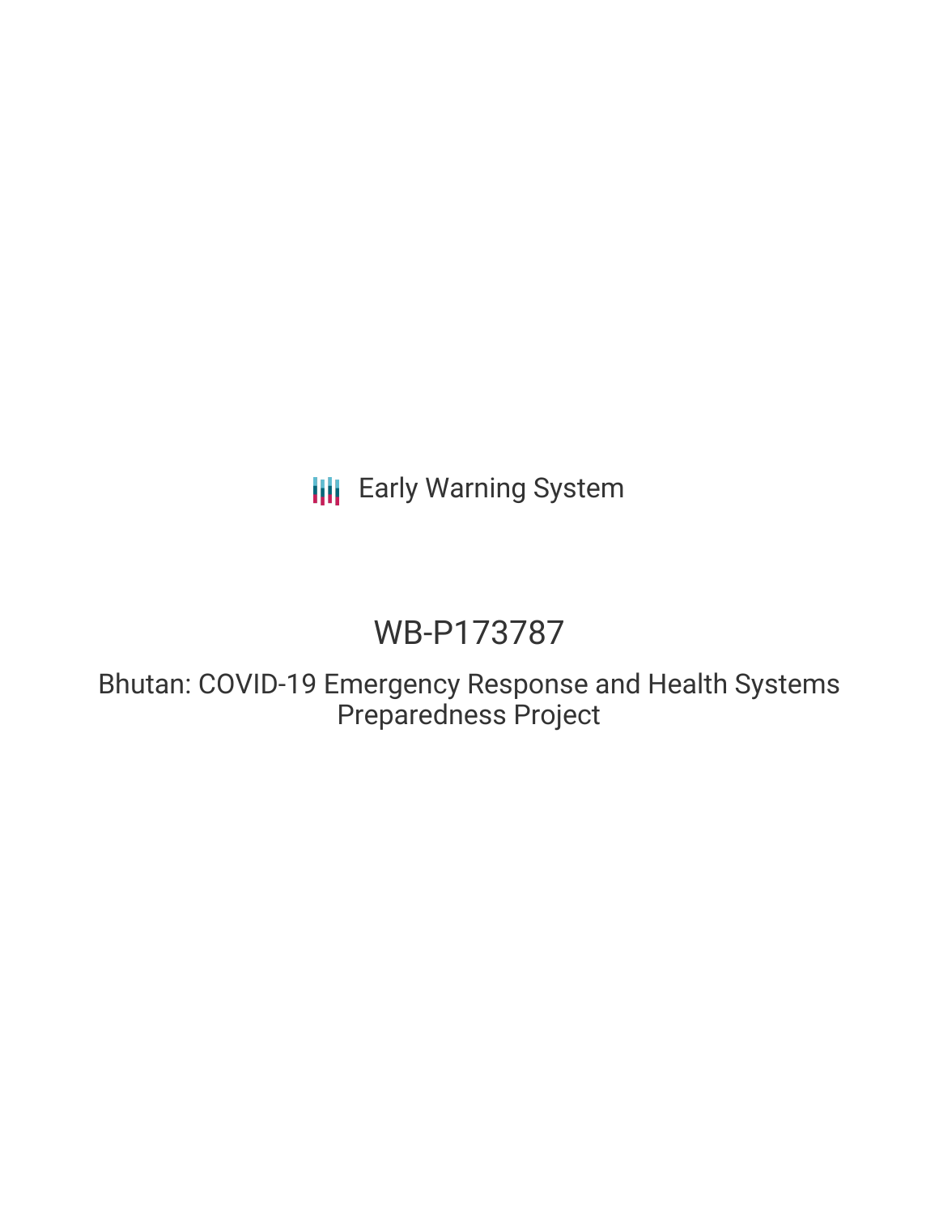Early Warning System

# WB-P173787

## Bhutan: COVID-19 Emergency Response and Health Systems Preparedness Project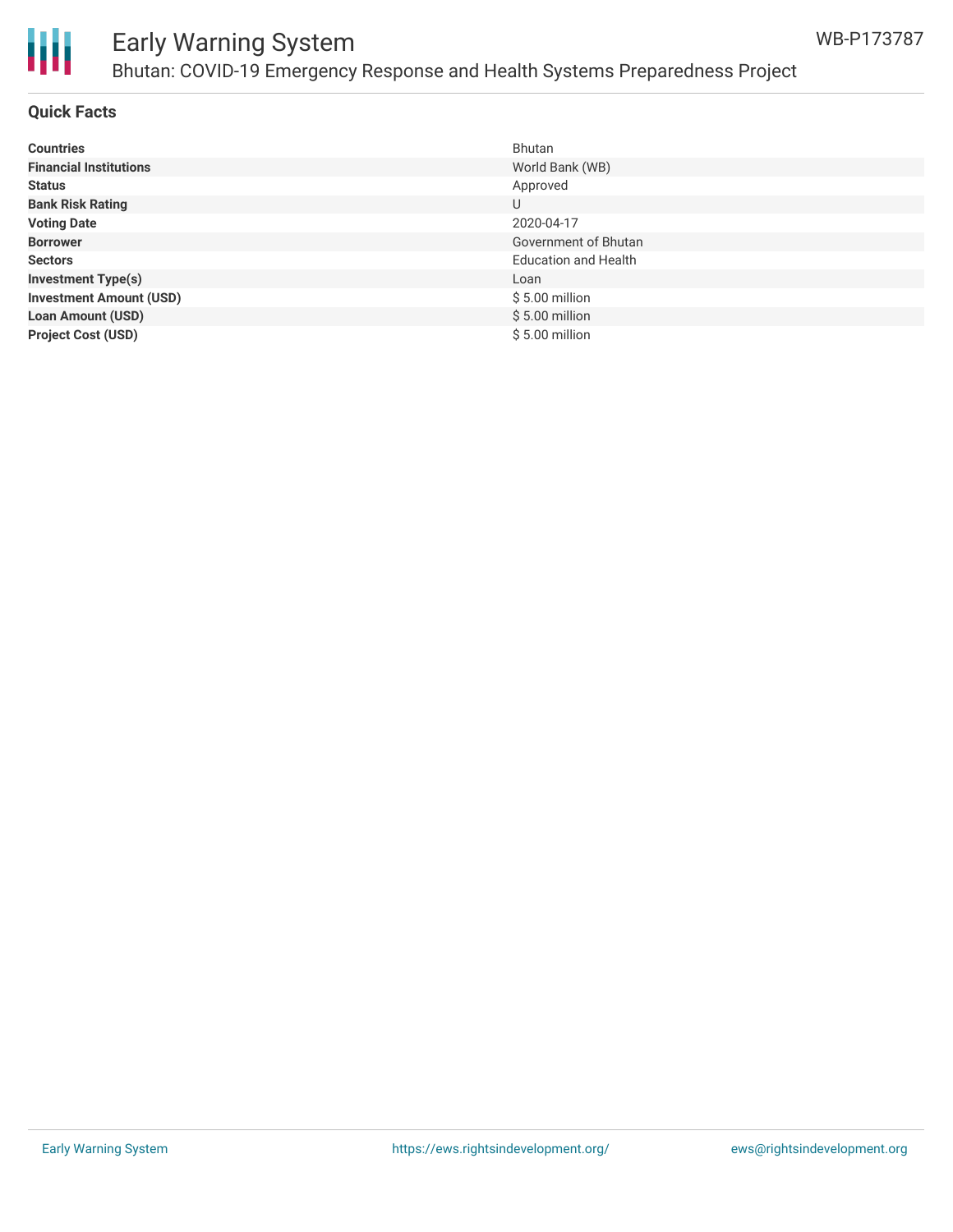# Early Warning System

## Bhutan: COVID-19 Emergency Response and Health Systems Preparedness Project

WB-P173787

### Quick Facts

| | |
|---|---|
| **Countries** | Bhutan |
| **Financial Institutions** | World Bank (WB) |
| **Status** | Approved |
| **Bank Risk Rating** | U |
| **Voting Date** | 2020-04-17 |
| **Borrower** | Government of Bhutan |
| **Sectors** | Education and Health |
| **Investment Type(s)** | Loan |
| **Investment Amount (USD)** | $ 5.00 million |
| **Loan Amount (USD)** | $ 5.00 million |
| **Project Cost (USD)** | $ 5.00 million |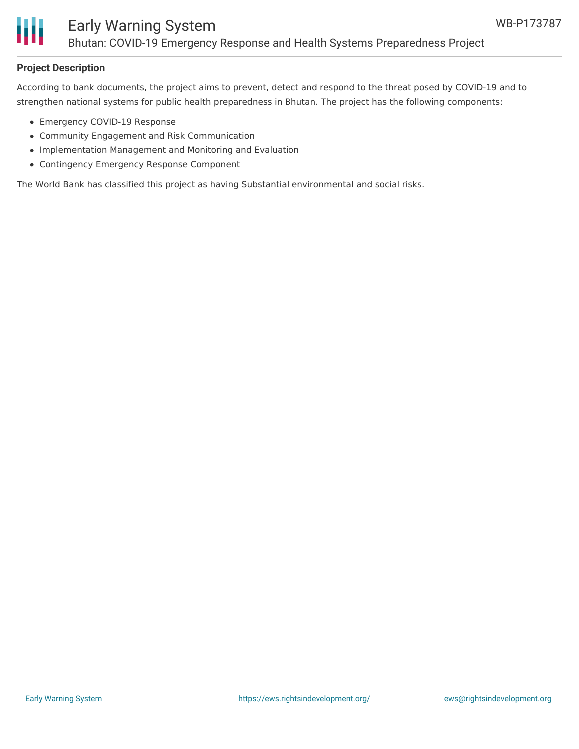**Project Description**

According to bank documents, the project aims to prevent, detect and respond to the threat posed by COVID-19 and to strengthen national systems for public health preparedness in Bhutan. The project has the following components:

- Emergency COVID-19 Response
- Community Engagement and Risk Communication
- Implementation Management and Monitoring and Evaluation
- Contingency Emergency Response Component

The World Bank has classified this project as having Substantial environmental and social risks.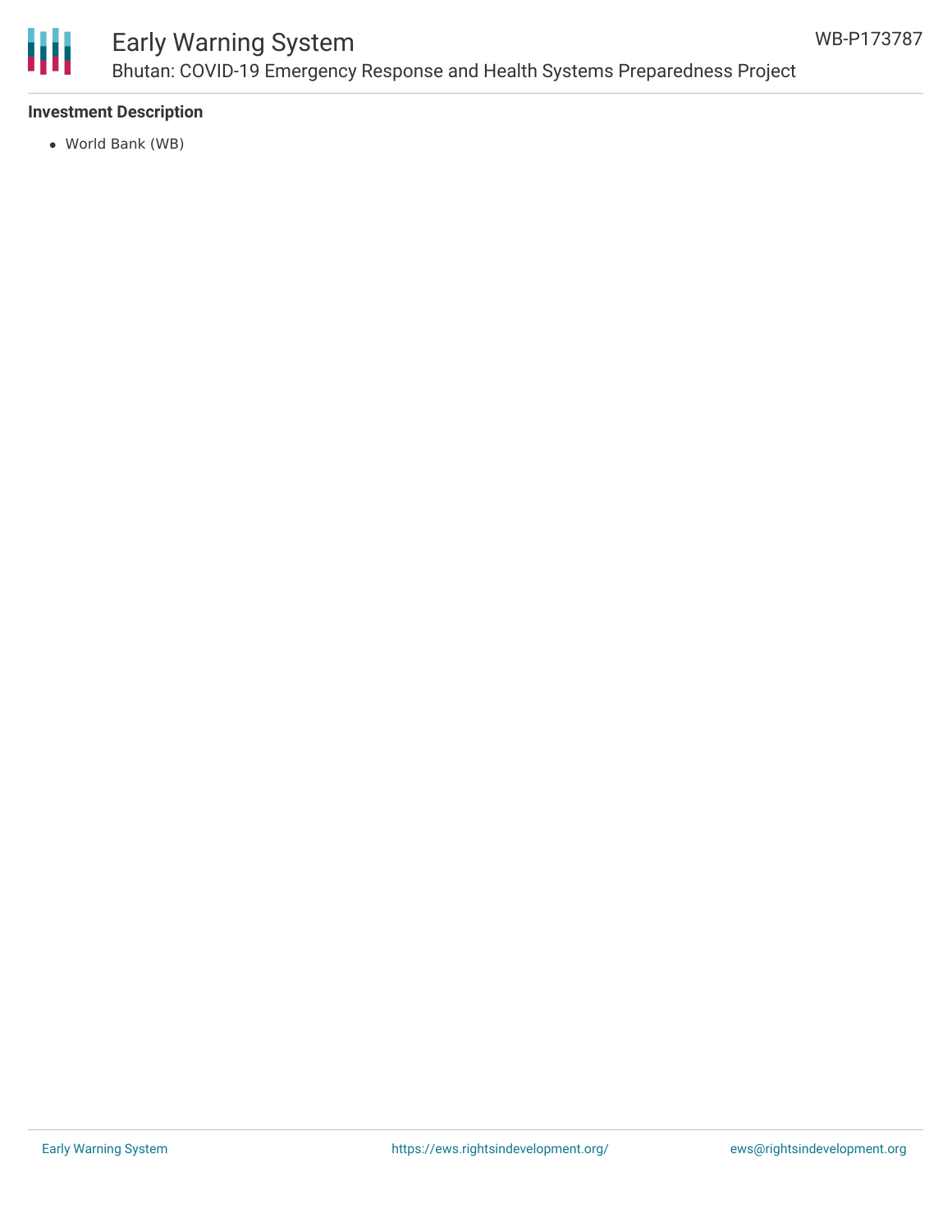### Investment Description

- World Bank (WB)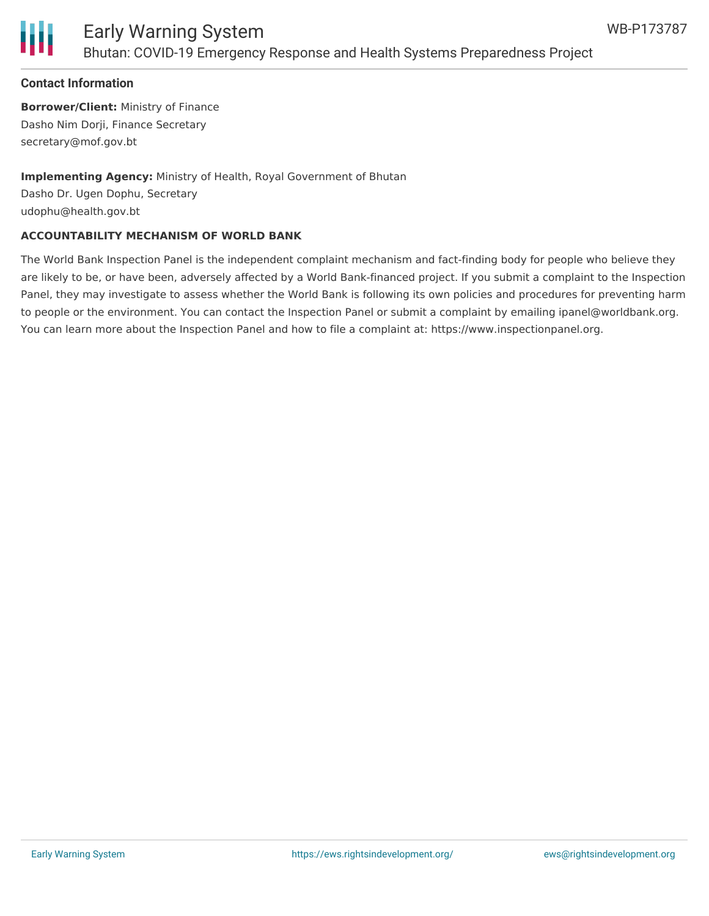### Contact Information

**Borrower/Client:** Ministry of Finance
Dasho Nim Dorji, Finance Secretary
secretary@mof.gov.bt

**Implementing Agency:** Ministry of Health, Royal Government of Bhutan
Dasho Dr. Ugen Dophu, Secretary
udophu@health.gov.bt

#### ACCOUNTABILITY MECHANISM OF WORLD BANK

The World Bank Inspection Panel is the independent complaint mechanism and fact-finding body for people who believe they are likely to be, or have been, adversely affected by a World Bank-financed project. If you submit a complaint to the Inspection Panel, they may investigate to assess whether the World Bank is following its own policies and procedures for preventing harm to people or the environment. You can contact the Inspection Panel or submit a complaint by emailing ipanel@worldbank.org. You can learn more about the Inspection Panel and how to file a complaint at: https://www.inspectionpanel.org.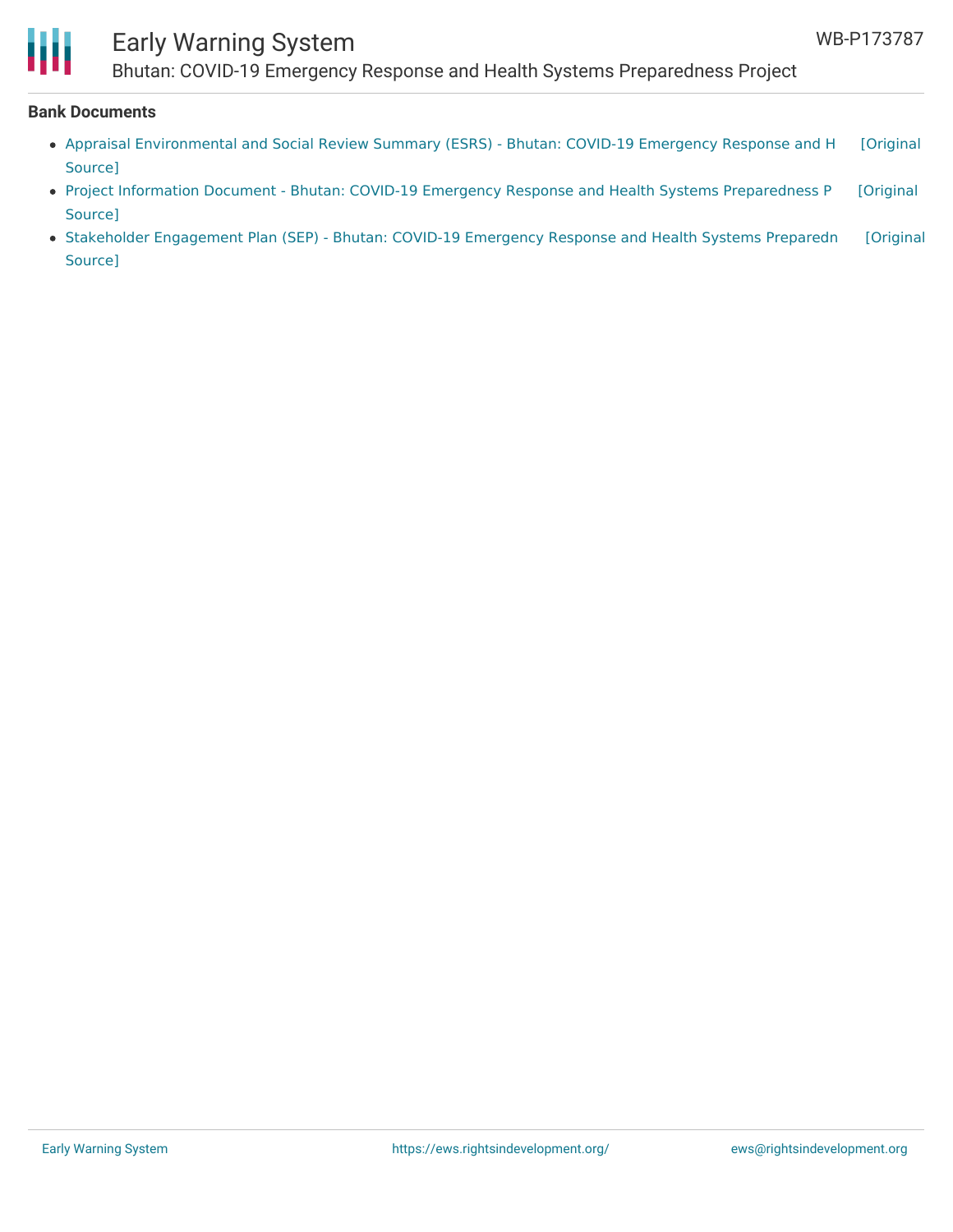**Bank Documents**

- Appraisal Environmental and Social Review Summary (ESRS) - Bhutan: COVID-19 Emergency Response and H [Original Source]
- Project Information Document - Bhutan: COVID-19 Emergency Response and Health Systems Preparedness P [Original Source]
- Stakeholder Engagement Plan (SEP) - Bhutan: COVID-19 Emergency Response and Health Systems Preparedn [Original Source]